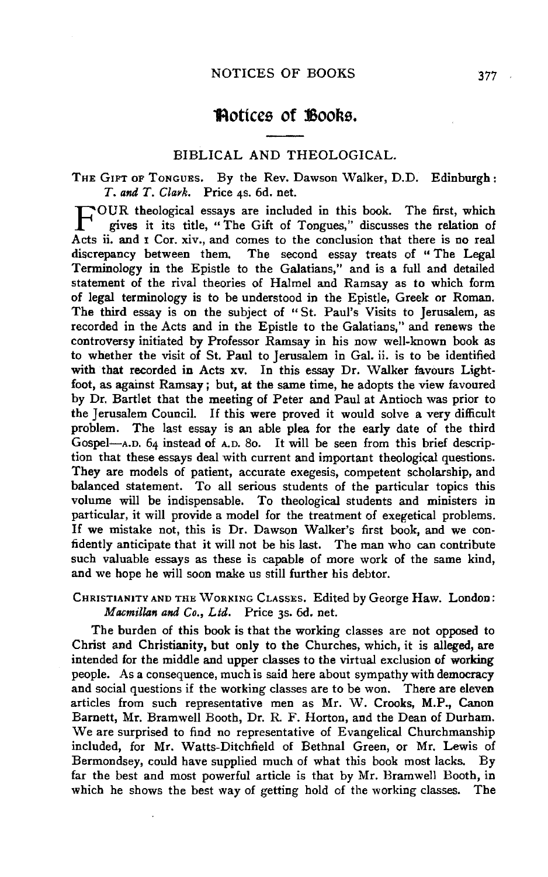# Notices of Books.

## BIBLICAL AND THEOLOGICAL.

THE GIFT OF TONGUES. By the Rev. Dawson Walker, D.D. Edinburgh: *T. and T. Clark.* Price 4s. 6d. net.

FOUR theological essays are included in this book. The first, which gives it its title, "The Gift of Tongues," discusses the relation of Acts ii. and 1 Cor. xiv., and comes to the conclusion that there is no real discrepancy between them. The second essay treats of "The Legal Terminology in the Epistle to the Galatians," and is a full and detailed statement of the rival theories of Halmel and Ramsay as to which form of legal terminology is to be understood in the Epistle, Greek or Roman. The third essay is on the subject of "St. Paul's Visits to Jerusalem, as recorded in the Acts and in the Epistle to the Galatians," and renews the controversy initiated by Professor Ramsay in his now well-known book as to whether the visit of St. Paul to Jerusalem in Gal. ii. is to be identified with that recorded in Acts xv. In this essay Dr. Walker favours Lightfoot, as against Ramsay; but, at the same time, he adopts the view favoured by Dr. Bartlet that the meeting of Peter and Paul at Antioch was prior to the Jerusalem Council. If this were proved it would solve a very difficult problem. The last essay is an able plea for the early date of the third Gospel—A.D. 64 instead of A.D. 80. It will be seen from this brief description that these essays deal with current and important theological questions. They are models of patient, accurate exegesis, competent scholarship, and balanced statement. To all serious students of the particular topics this volume will be indispensable. To theological students and ministers in particular, it will provide a model for the treatment of exegetical problems. If we mistake not, this is Dr. Dawson Walker's first book, and we confidently anticipate that it will not be his last. The man who can contribute such valuable essays as these is capable of more work of the same kind, and we hope he will soon make us still further his debtor.

CHRISTIANITY AND THE WORKING CLASSES. Edited by George Haw. London: *Macmillan and Co., Ltd.* Price 3s. 6d. net.

The burden of this book is that the working classes are not opposed to Christ and Christianity, but only to the Churches, which, it is alleged, are intended for the middle and upper classes to the virtual exclusion of working people. As a consequence, much is said here about sympathy with democracy and social questions if the working classes are to be won. There are eleven articles from such representative men as Mr. W. Crooks, M.P., Canon Barnett, Mr. Bramwell Booth, Dr. R. F. Horton, and the Dean of Durham. We are surprised to find no representative of Evangelical Churchmanship included, for Mr. Watts-Ditchfield of Bethnal Green, or Mr. Lewis of Bermondsey, could have supplied much of what this book most lacks. By far the best and most powerful article is that by Mr. Bramwell Booth, in which he shows the best way of getting hold of the working classes. The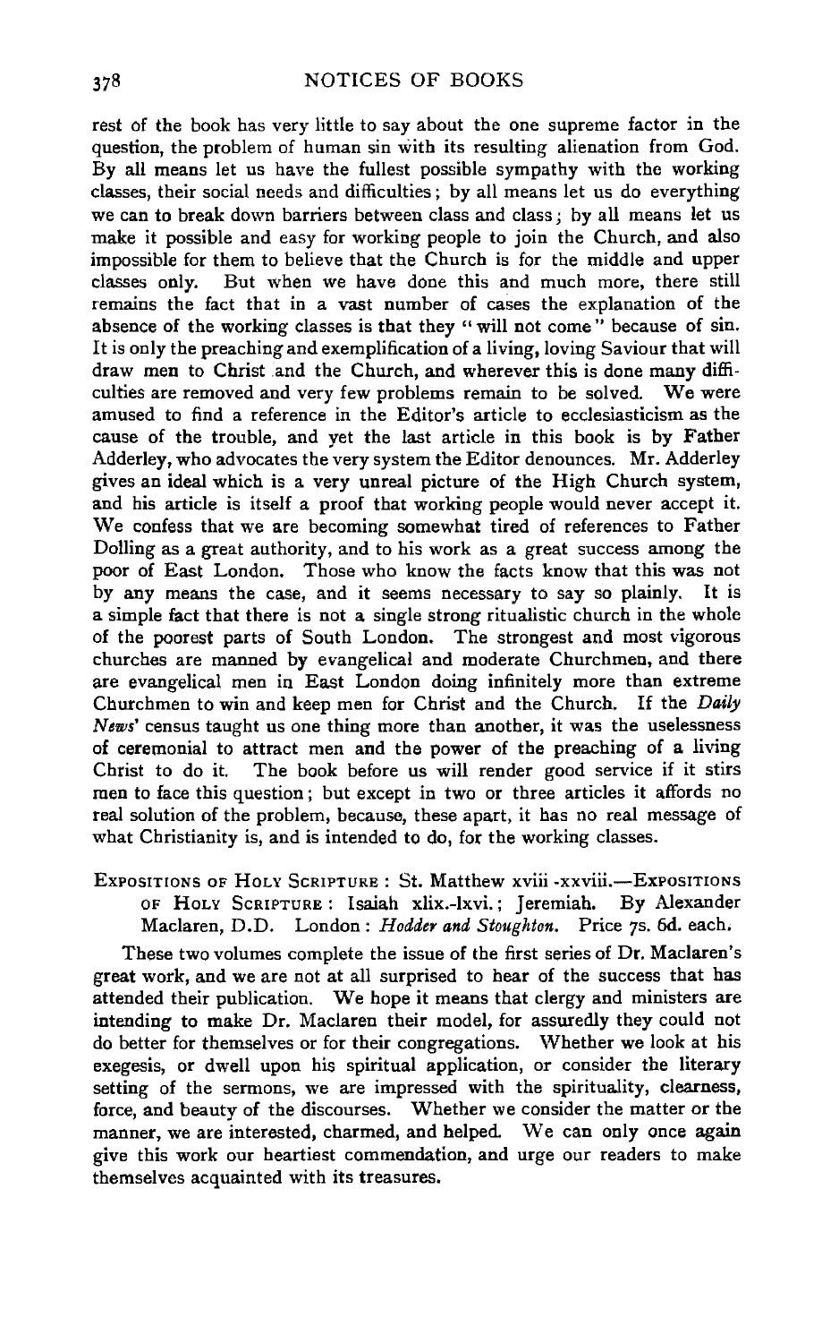rest of the book has very little to say about the one supreme factor in the question, the problem of human sin with its resulting alienation from God. By all means let us have the fullest possible sympathy with the working classes, their social needs and difficulties; by all means let us do everything we can to break down barriers between class and class; by all means let us make it possible and easy for working people to join the Church, and also impossible for them to believe that the Church is for the middle and upper classes only. But when we have done this and much more, there still remains the fact that in a vast number of cases the explanation of the absence of the working classes is that they "will not come" because of sin. It is only the preaching and exemplification of a living, loving Saviour that will draw men to Christ and the Church, and wherever this is done many difficulties are removed and very few problems remain to be solved. We were amused to find a reference in the Editor's article to ecclesiasticism as the cause of the trouble, and yet the last article in this book is by Father Adderley, who advocates the very system the Editor denounces. Mr. Adderley gives an ideal which is a very unreal picture of the High Church system, and his article is itself a proof that working people would never accept it. We confess that we are becoming somewhat tired of references to Father Dolling as a great authority, and to his work as a great success among the poor of East London. Those who know the facts know that this was not by any means the case, and it seems necessary to say so plainly. It is a simple fact that there is not a single strong ritualistic church in the whole of the poorest parts of South London. The strongest and most vigorous churches are manned by evangelical and moderate Churchmen, and there are evangelical men in East London doing infinitely more than extreme Churchmen to win and keep men for Christ and the Church. If the *Daily News'* census taught us one thing more than another, it was the uselessness of ceremonial to attract men and the power of the preaching of a living Christ to do it. The book before us will render good service if it stirs men to face this question; but except in two or three articles it affords no real solution of the problem, because, these apart, it has no real message of what Christianity is, and is intended to do, for the working classes.

EXPOSITIONS OF HOLY SCRIPTURE: St. Matthew xviii-xxviii.—EXPOSITIONS OF HOLY SCRIPTURE: Isaiah xlix.-lxvi.; Jeremiah. By Alexander Maclaren, D.D. London: *Hodder and Stoughton.* Price 7s. 6d. each.

These two volumes complete the issue of the first series of Dr. Maclaren's great work, and we are not at all surprised to hear of the success that has attended their publication. We hope it means that clergy and ministers are intending to make Dr. Maclaren their model, for assuredly they could not do better for themselves or for their congregations. Whether we look at his exegesis, or dwell upon his spiritual application, or consider the literary setting of the sermons, we are impressed with the spirituality, clearness, force, and beauty of the discourses. Whether we consider the matter or the manner, we are interested, charmed, and helped. We can only once again give this work our heartiest commendation, and urge our readers to make themselves acquainted with its treasures.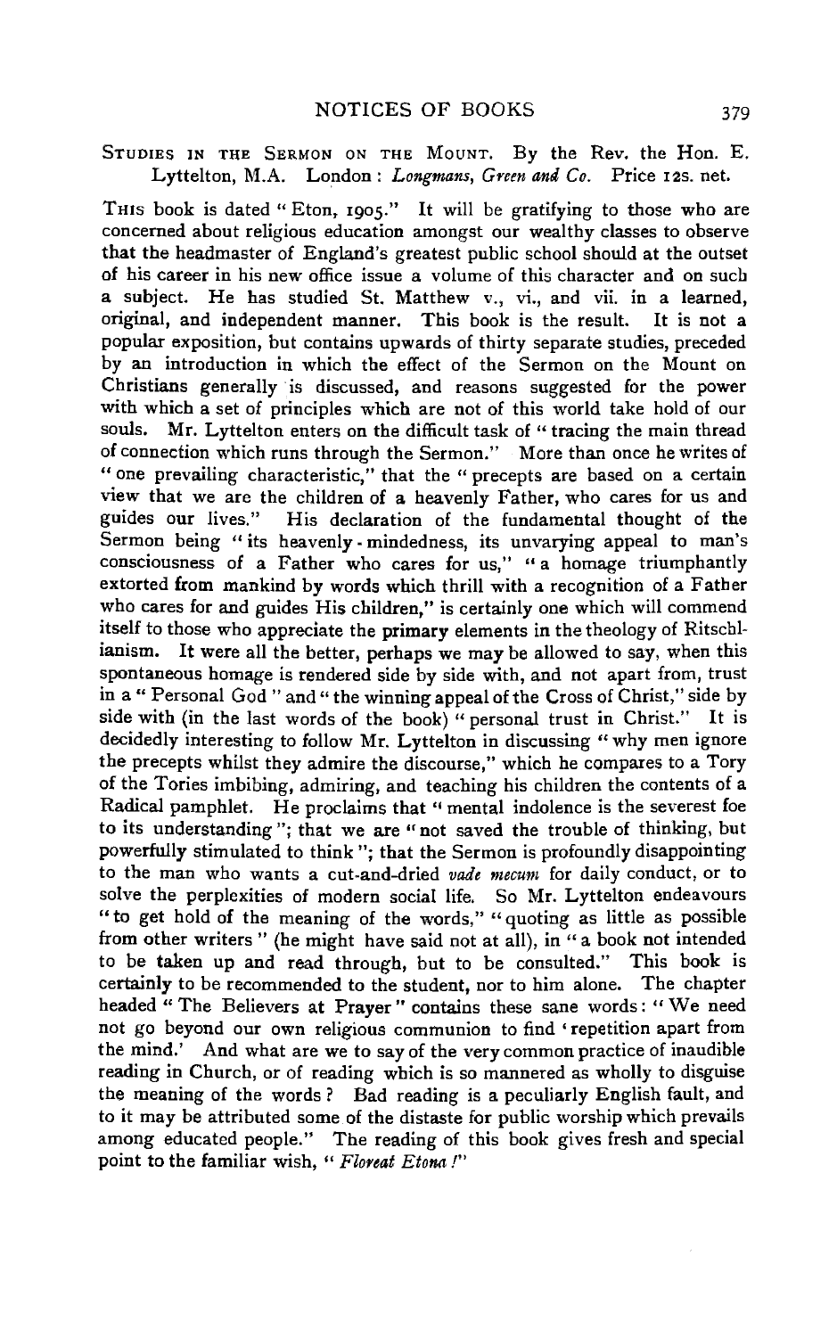Studies in the Sermon on the Mount. By the Rev. the Hon. E. Lyttelton, M.A. London: *Longmans, Green and Co.* Price 12s. net.

This book is dated "Eton, 1905." It will be gratifying to those who are concerned about religious education amongst our wealthy classes to observe that the headmaster of England's greatest public school should at the outset of his career in his new office issue a volume of this character and on such a subject. He has studied St. Matthew v., vi., and vii. in a learned, original, and independent manner. This book is the result. It is not a popular exposition, but contains upwards of thirty separate studies, preceded by an introduction in which the effect of the Sermon on the Mount on Christians generally is discussed, and reasons suggested for the power with which a set of principles which are not of this world take hold of our souls. Mr. Lyttelton enters on the difficult task of "tracing the main thread of connection which runs through the Sermon." More than once he writes of "one prevailing characteristic," that the "precepts are based on a certain view that we are the children of a heavenly Father, who cares for us and guides our lives." His declaration of the fundamental thought of the Sermon being "its heavenly-mindedness, its unvarying appeal to man's consciousness of a Father who cares for us," "a homage triumphantly extorted from mankind by words which thrill with a recognition of a Father who cares for and guides His children," is certainly one which will commend itself to those who appreciate the primary elements in the theology of Ritschlianism. It were all the better, perhaps we may be allowed to say, when this spontaneous homage is rendered side by side with, and not apart from, trust in a "Personal God" and "the winning appeal of the Cross of Christ," side by side with (in the last words of the book) "personal trust in Christ." It is decidedly interesting to follow Mr. Lyttelton in discussing "why men ignore the precepts whilst they admire the discourse," which he compares to a Tory of the Tories imbibing, admiring, and teaching his children the contents of a Radical pamphlet. He proclaims that "mental indolence is the severest foe to its understanding"; that we are "not saved the trouble of thinking, but powerfully stimulated to think"; that the Sermon is profoundly disappointing to the man who wants a cut-and-dried *vade mecum* for daily conduct, or to solve the perplexities of modern social life. So Mr. Lyttelton endeavours "to get hold of the meaning of the words," "quoting as little as possible from other writers" (he might have said not at all), in "a book not intended to be taken up and read through, but to be consulted." This book is certainly to be recommended to the student, nor to him alone. The chapter headed "The Believers at Prayer" contains these sane words: "We need not go beyond our own religious communion to find 'repetition apart from the mind.' And what are we to say of the very common practice of inaudible reading in Church, or of reading which is so mannered as wholly to disguise the meaning of the words? Bad reading is a peculiarly English fault, and to it may be attributed some of the distaste for public worship which prevails among educated people." The reading of this book gives fresh and special point to the familiar wish, "*Floreat Etona!*"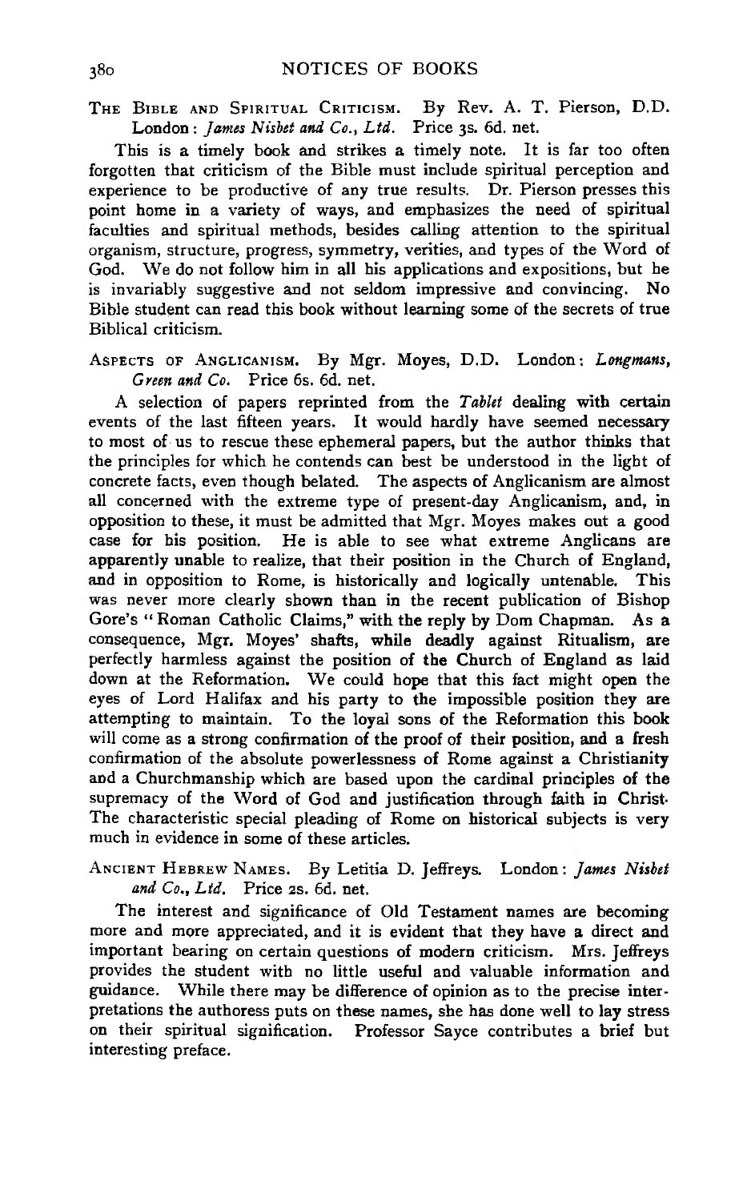THE BIBLE AND SPIRITUAL CRITICISM. By Rev. A. T. Pierson, D.D. London: *James Nisbet and Co., Ltd.* Price 3s. 6d. net.

This is a timely book and strikes a timely note. It is far too often forgotten that criticism of the Bible must include spiritual perception and experience to be productive of any true results. Dr. Pierson presses this point home in a variety of ways, and emphasizes the need of spiritual faculties and spiritual methods, besides calling attention to the spiritual organism, structure, progress, symmetry, verities, and types of the Word of God. We do not follow him in all his applications and expositions, but he is invariably suggestive and not seldom impressive and convincing. No Bible student can read this book without learning some of the secrets of true Biblical criticism.

ASPECTS OF ANGLICANISM. By Mgr. Moyes, D.D. London: *Longmans, Green and Co.* Price 6s. 6d. net.

A selection of papers reprinted from the *Tablet* dealing with certain events of the last fifteen years. It would hardly have seemed necessary to most of us to rescue these ephemeral papers, but the author thinks that the principles for which he contends can best be understood in the light of concrete facts, even though belated. The aspects of Anglicanism are almost all concerned with the extreme type of present-day Anglicanism, and, in opposition to these, it must be admitted that Mgr. Moyes makes out a good case for his position. He is able to see what extreme Anglicans are apparently unable to realize, that their position in the Church of England, and in opposition to Rome, is historically and logically untenable. This was never more clearly shown than in the recent publication of Bishop Gore's "Roman Catholic Claims," with the reply by Dom Chapman. As a consequence, Mgr. Moyes' shafts, while deadly against Ritualism, are perfectly harmless against the position of the Church of England as laid down at the Reformation. We could hope that this fact might open the eyes of Lord Halifax and his party to the impossible position they are attempting to maintain. To the loyal sons of the Reformation this book will come as a strong confirmation of the proof of their position, and a fresh confirmation of the absolute powerlessness of Rome against a Christianity and a Churchmanship which are based upon the cardinal principles of the supremacy of the Word of God and justification through faith in Christ. The characteristic special pleading of Rome on historical subjects is very much in evidence in some of these articles.

ANCIENT HEBREW NAMES. By Letitia D. Jeffreys. London: *James Nisbet and Co., Ltd.* Price 2s. 6d. net.

The interest and significance of Old Testament names are becoming more and more appreciated, and it is evident that they have a direct and important bearing on certain questions of modern criticism. Mrs. Jeffreys provides the student with no little useful and valuable information and guidance. While there may be difference of opinion as to the precise interpretations the authoress puts on these names, she has done well to lay stress on their spiritual signification. Professor Sayce contributes a brief but interesting preface.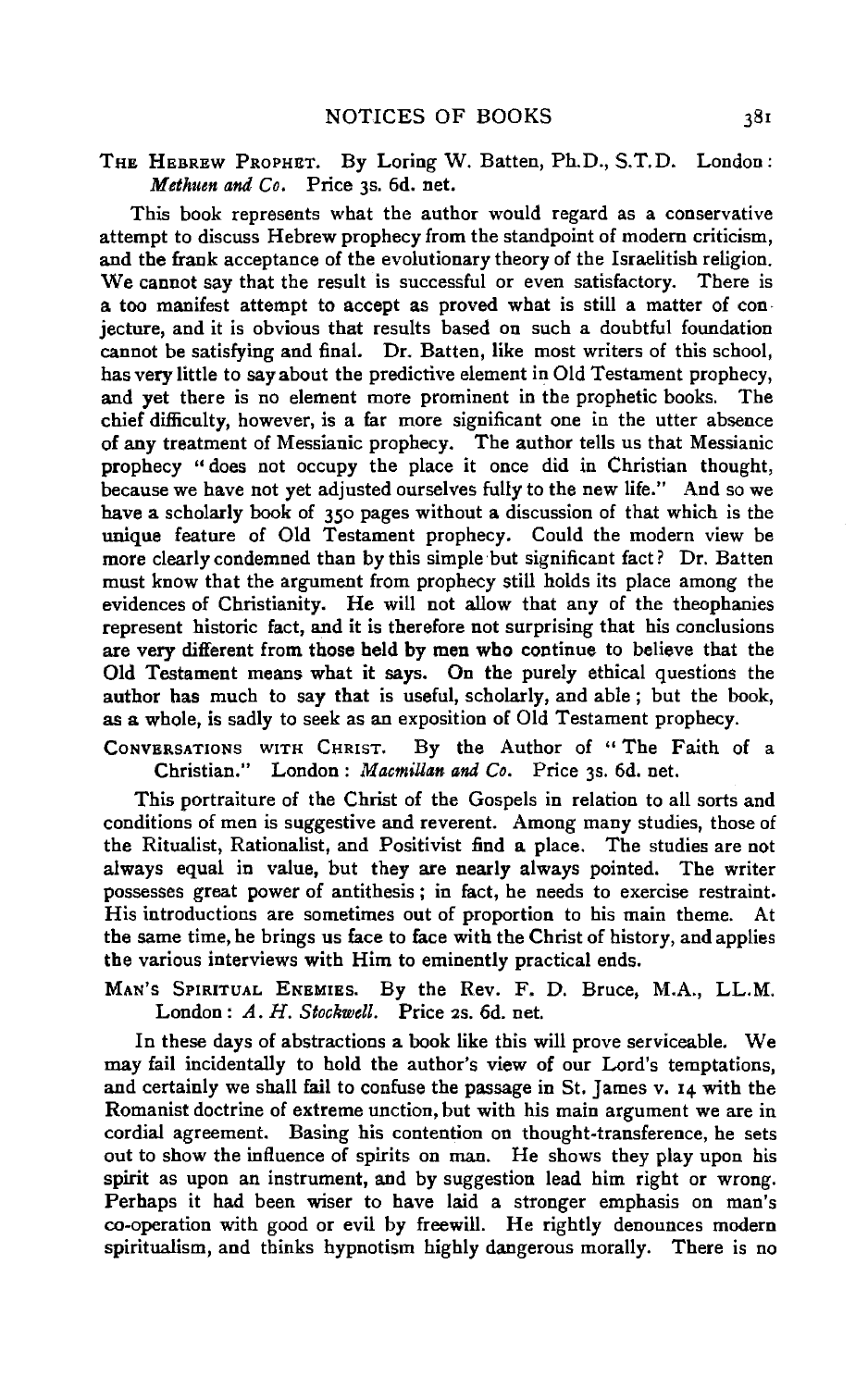THE HEBREW PROPHET. By Loring W. Batten, Ph.D., S.T.D. London: *Methuen and Co.* Price 3s. 6d. net.

This book represents what the author would regard as a conservative attempt to discuss Hebrew prophecy from the standpoint of modern criticism, and the frank acceptance of the evolutionary theory of the Israelitish religion. We cannot say that the result is successful or even satisfactory. There is a too manifest attempt to accept as proved what is still a matter of conjecture, and it is obvious that results based on such a doubtful foundation cannot be satisfying and final. Dr. Batten, like most writers of this school, has very little to say about the predictive element in Old Testament prophecy, and yet there is no element more prominent in the prophetic books. The chief difficulty, however, is a far more significant one in the utter absence of any treatment of Messianic prophecy. The author tells us that Messianic prophecy "does not occupy the place it once did in Christian thought, because we have not yet adjusted ourselves fully to the new life." And so we have a scholarly book of 350 pages without a discussion of that which is the unique feature of Old Testament prophecy. Could the modern view be more clearly condemned than by this simple but significant fact? Dr. Batten must know that the argument from prophecy still holds its place among the evidences of Christianity. He will not allow that any of the theophanies represent historic fact, and it is therefore not surprising that his conclusions are very different from those held by men who continue to believe that the Old Testament means what it says. On the purely ethical questions the author has much to say that is useful, scholarly, and able; but the book, as a whole, is sadly to seek as an exposition of Old Testament prophecy.

CONVERSATIONS WITH CHRIST. By the Author of "The Faith of a Christian." London: *Macmillan and Co.* Price 3s. 6d. net.

This portraiture of the Christ of the Gospels in relation to all sorts and conditions of men is suggestive and reverent. Among many studies, those of the Ritualist, Rationalist, and Positivist find a place. The studies are not always equal in value, but they are nearly always pointed. The writer possesses great power of antithesis; in fact, he needs to exercise restraint. His introductions are sometimes out of proportion to his main theme. At the same time, he brings us face to face with the Christ of history, and applies the various interviews with Him to eminently practical ends.

MAN'S SPIRITUAL ENEMIES. By the Rev. F. D. Bruce, M.A., LL.M. London: *A. H. Stockwell.* Price 2s. 6d. net.

In these days of abstractions a book like this will prove serviceable. We may fail incidentally to hold the author's view of our Lord's temptations, and certainly we shall fail to confuse the passage in St. James v. 14 with the Romanist doctrine of extreme unction, but with his main argument we are in cordial agreement. Basing his contention on thought-transference, he sets out to show the influence of spirits on man. He shows they play upon his spirit as upon an instrument, and by suggestion lead him right or wrong. Perhaps it had been wiser to have laid a stronger emphasis on man's co-operation with good or evil by freewill. He rightly denounces modern spiritualism, and thinks hypnotism highly dangerous morally. There is no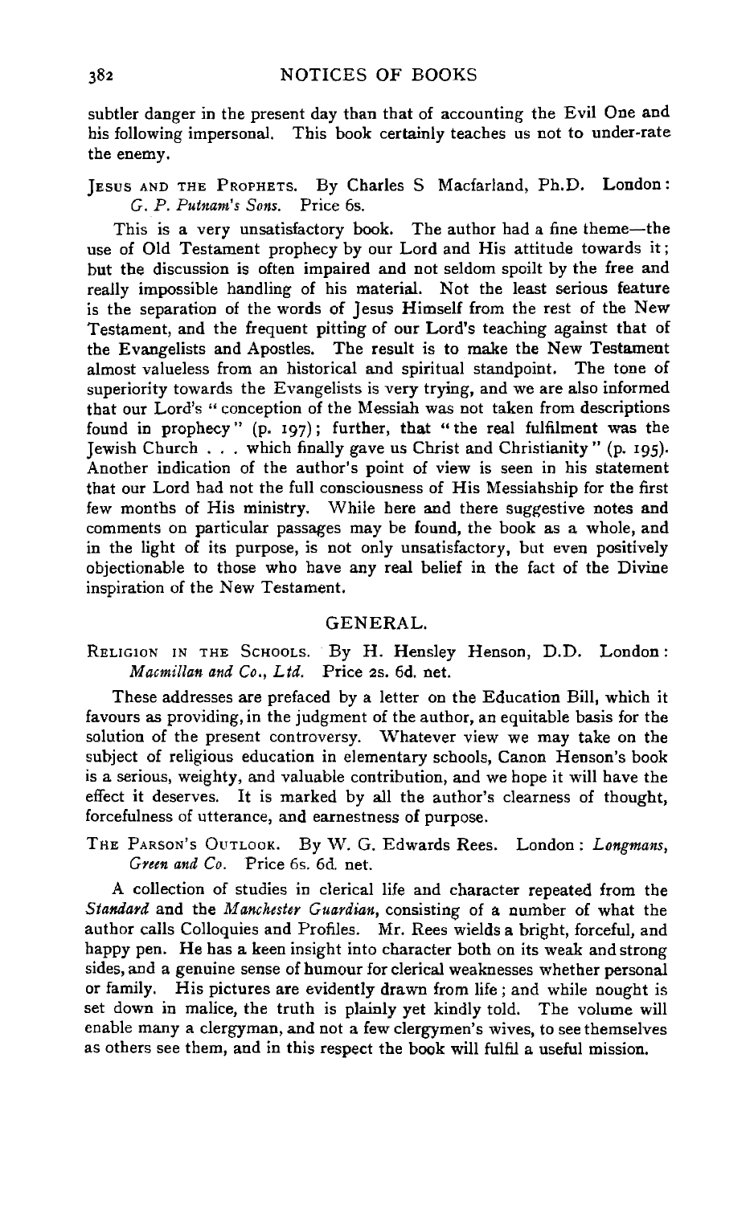subtler danger in the present day than that of accounting the Evil One and his following impersonal. This book certainly teaches us not to under-rate the enemy.

JESUS AND THE PROPHETS. By Charles S Macfarland, Ph.D. London: *G. P. Putnam's Sons.* Price 6s.

This is a very unsatisfactory book. The author had a fine theme—the use of Old Testament prophecy by our Lord and His attitude towards it; but the discussion is often impaired and not seldom spoilt by the free and really impossible handling of his material. Not the least serious feature is the separation of the words of Jesus Himself from the rest of the New Testament, and the frequent pitting of our Lord's teaching against that of the Evangelists and Apostles. The result is to make the New Testament almost valueless from an historical and spiritual standpoint. The tone of superiority towards the Evangelists is very trying, and we are also informed that our Lord's "conception of the Messiah was not taken from descriptions found in prophecy" (p. 197); further, that "the real fulfilment was the Jewish Church . . . which finally gave us Christ and Christianity" (p. 195). Another indication of the author's point of view is seen in his statement that our Lord had not the full consciousness of His Messiahship for the first few months of His ministry. While here and there suggestive notes and comments on particular passages may be found, the book as a whole, and in the light of its purpose, is not only unsatisfactory, but even positively objectionable to those who have any real belief in the fact of the Divine inspiration of the New Testament.

## GENERAL.

RELIGION IN THE SCHOOLS. By H. Hensley Henson, D.D. London: *Macmillan and Co., Ltd.* Price 2s. 6d. net.

These addresses are prefaced by a letter on the Education Bill, which it favours as providing, in the judgment of the author, an equitable basis for the solution of the present controversy. Whatever view we may take on the subject of religious education in elementary schools, Canon Henson's book is a serious, weighty, and valuable contribution, and we hope it will have the effect it deserves. It is marked by all the author's clearness of thought, forcefulness of utterance, and earnestness of purpose.

THE PARSON'S OUTLOOK. By W. G. Edwards Rees. London: *Longmans, Green and Co.* Price 6s. 6d. net.

A collection of studies in clerical life and character repeated from the *Standard* and the *Manchester Guardian*, consisting of a number of what the author calls Colloquies and Profiles. Mr. Rees wields a bright, forceful, and happy pen. He has a keen insight into character both on its weak and strong sides, and a genuine sense of humour for clerical weaknesses whether personal or family. His pictures are evidently drawn from life; and while nought is set down in malice, the truth is plainly yet kindly told. The volume will enable many a clergyman, and not a few clergymen's wives, to see themselves as others see them, and in this respect the book will fulfil a useful mission.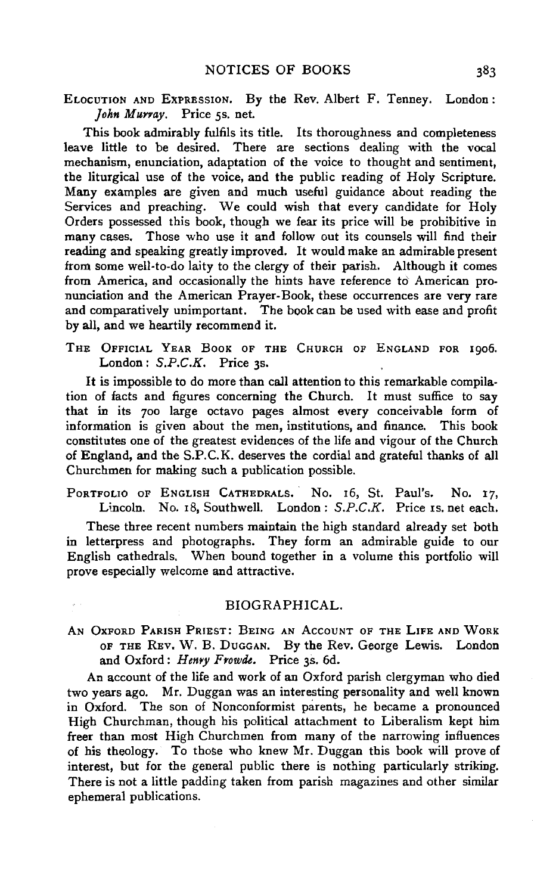ELOCUTION AND EXPRESSION. By the Rev. Albert F. Tenney. London: *John Murray*. Price 5s. net.

This book admirably fulfils its title. Its thoroughness and completeness leave little to be desired. There are sections dealing with the vocal mechanism, enunciation, adaptation of the voice to thought and sentiment, the liturgical use of the voice, and the public reading of Holy Scripture. Many examples are given and much useful guidance about reading the Services and preaching. We could wish that every candidate for Holy Orders possessed this book, though we fear its price will be prohibitive in many cases. Those who use it and follow out its counsels will find their reading and speaking greatly improved. It would make an admirable present from some well-to-do laity to the clergy of their parish. Although it comes from America, and occasionally the hints have reference to American pronunciation and the American Prayer-Book, these occurrences are very rare and comparatively unimportant. The book can be used with ease and profit by all, and we heartily recommend it.

THE OFFICIAL YEAR BOOK OF THE CHURCH OF ENGLAND FOR 1906. London: *S.P.C.K.* Price 3s.

It is impossible to do more than call attention to this remarkable compilation of facts and figures concerning the Church. It must suffice to say that in its 700 large octavo pages almost every conceivable form of information is given about the men, institutions, and finance. This book constitutes one of the greatest evidences of the life and vigour of the Church of England, and the S.P.C.K. deserves the cordial and grateful thanks of all Churchmen for making such a publication possible.

PORTFOLIO OF ENGLISH CATHEDRALS. No. 16, St. Paul's. No. 17, Lincoln. No. 18, Southwell. London: *S.P.C.K.* Price 1s. net each.

These three recent numbers maintain the high standard already set both in letterpress and photographs. They form an admirable guide to our English cathedrals. When bound together in a volume this portfolio will prove especially welcome and attractive.

## BIOGRAPHICAL.

AN OXFORD PARISH PRIEST: BEING AN ACCOUNT OF THE LIFE AND WORK OF THE REV. W. B. DUGGAN. By the Rev. George Lewis. London and Oxford: *Henry Frowde*. Price 3s. 6d.

An account of the life and work of an Oxford parish clergyman who died two years ago. Mr. Duggan was an interesting personality and well known in Oxford. The son of Nonconformist parents, he became a pronounced High Churchman, though his political attachment to Liberalism kept him freer than most High Churchmen from many of the narrowing influences of his theology. To those who knew Mr. Duggan this book will prove of interest, but for the general public there is nothing particularly striking. There is not a little padding taken from parish magazines and other similar ephemeral publications.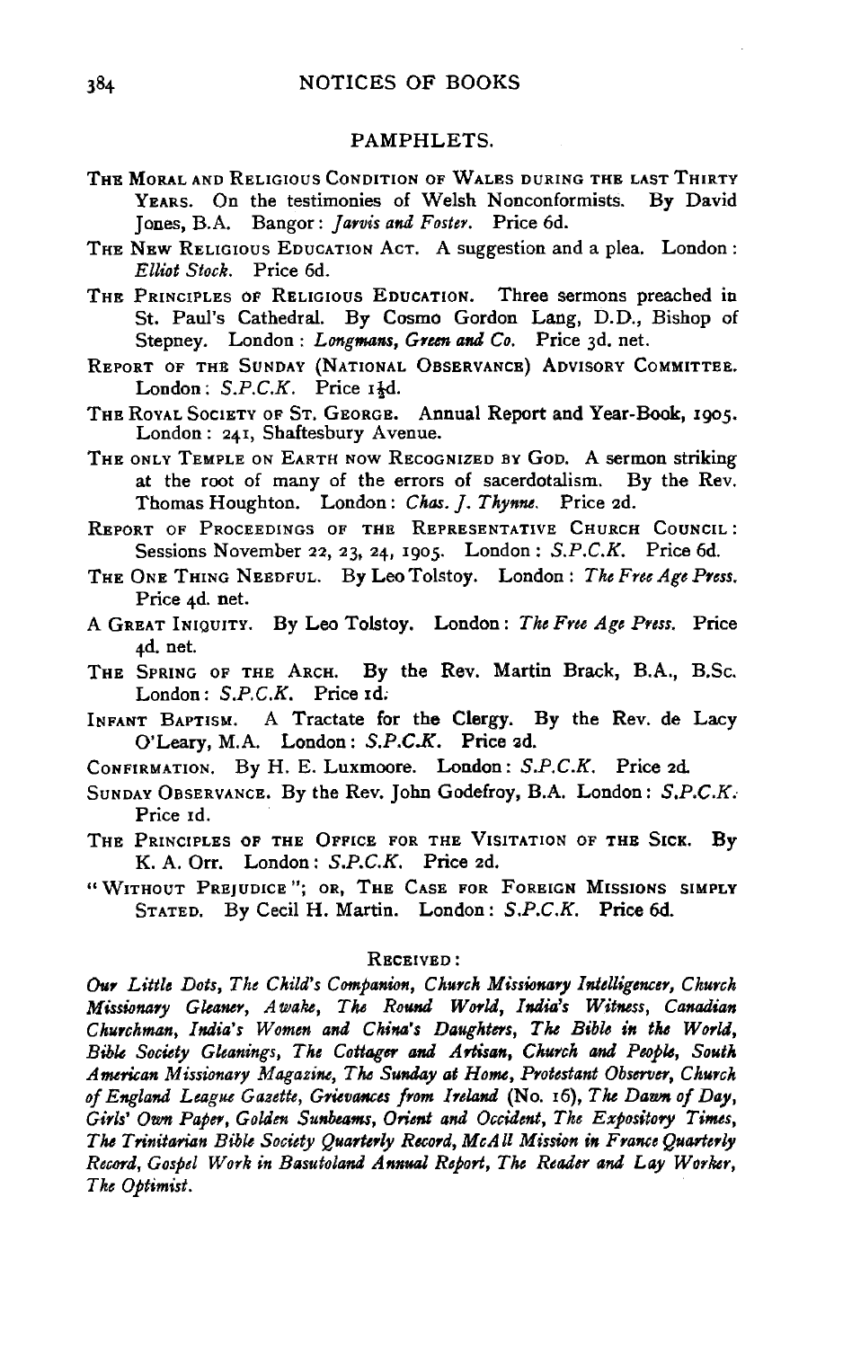## PAMPHLETS.

THE MORAL AND RELIGIOUS CONDITION OF WALES DURING THE LAST THIRTY YEARS. On the testimonies of Welsh Nonconformists. By David Jones, B.A. Bangor: *Jarvis and Foster*. Price 6d.

THE NEW RELIGIOUS EDUCATION ACT. A suggestion and a plea. London: *Elliot Stock*. Price 6d.

THE PRINCIPLES OF RELIGIOUS EDUCATION. Three sermons preached in St. Paul's Cathedral. By Cosmo Gordon Lang, D.D., Bishop of Stepney. London: *Longmans, Green and Co.* Price 3d. net.

REPORT OF THE SUNDAY (NATIONAL OBSERVANCE) ADVISORY COMMITTEE. London: *S.P.C.K.* Price 1½d.

THE ROYAL SOCIETY OF ST. GEORGE. Annual Report and Year-Book, 1905. London: 241, Shaftesbury Avenue.

THE ONLY TEMPLE ON EARTH NOW RECOGNIZED BY GOD. A sermon striking at the root of many of the errors of sacerdotalism. By the Rev. Thomas Houghton. London: *Chas. J. Thynne*. Price 2d.

REPORT OF PROCEEDINGS OF THE REPRESENTATIVE CHURCH COUNCIL: Sessions November 22, 23, 24, 1905. London: *S.P.C.K.* Price 6d.

THE ONE THING NEEDFUL. By Leo Tolstoy. London: *The Free Age Press*. Price 4d. net.

A GREAT INIQUITY. By Leo Tolstoy. London: *The Free Age Press*. Price 4d. net.

THE SPRING OF THE ARCH. By the Rev. Martin Brack, B.A., B.Sc. London: *S.P.C.K.* Price 1d.

INFANT BAPTISM. A Tractate for the Clergy. By the Rev. de Lacy O'Leary, M.A. London: *S.P.C.K.* Price 2d.

CONFIRMATION. By H. E. Luxmoore. London: *S.P.C.K.* Price 2d.

SUNDAY OBSERVANCE. By the Rev. John Godefroy, B.A. London: *S.P.C.K.* Price 1d.

THE PRINCIPLES OF THE OFFICE FOR THE VISITATION OF THE SICK. By K. A. Orr. London: *S.P.C.K.* Price 2d.

"WITHOUT PREJUDICE"; OR, THE CASE FOR FOREIGN MISSIONS SIMPLY STATED. By Cecil H. Martin. London: *S.P.C.K.* Price 6d.

RECEIVED:

*Our Little Dots, The Child's Companion, Church Missionary Intelligencer, Church Missionary Gleaner, Awake, The Round World, India's Witness, Canadian Churchman, India's Women and China's Daughters, The Bible in the World, Bible Society Gleanings, The Cottager and Artisan, Church and People, South American Missionary Magazine, The Sunday at Home, Protestant Observer, Church of England League Gazette, Grievances from Ireland* (No. 16), *The Dawn of Day, Girls' Own Paper, Golden Sunbeams, Orient and Occident, The Expository Times, The Trinitarian Bible Society Quarterly Record, McAll Mission in France Quarterly Record, Gospel Work in Basutoland Annual Report, The Reader and Lay Worker, The Optimist.*